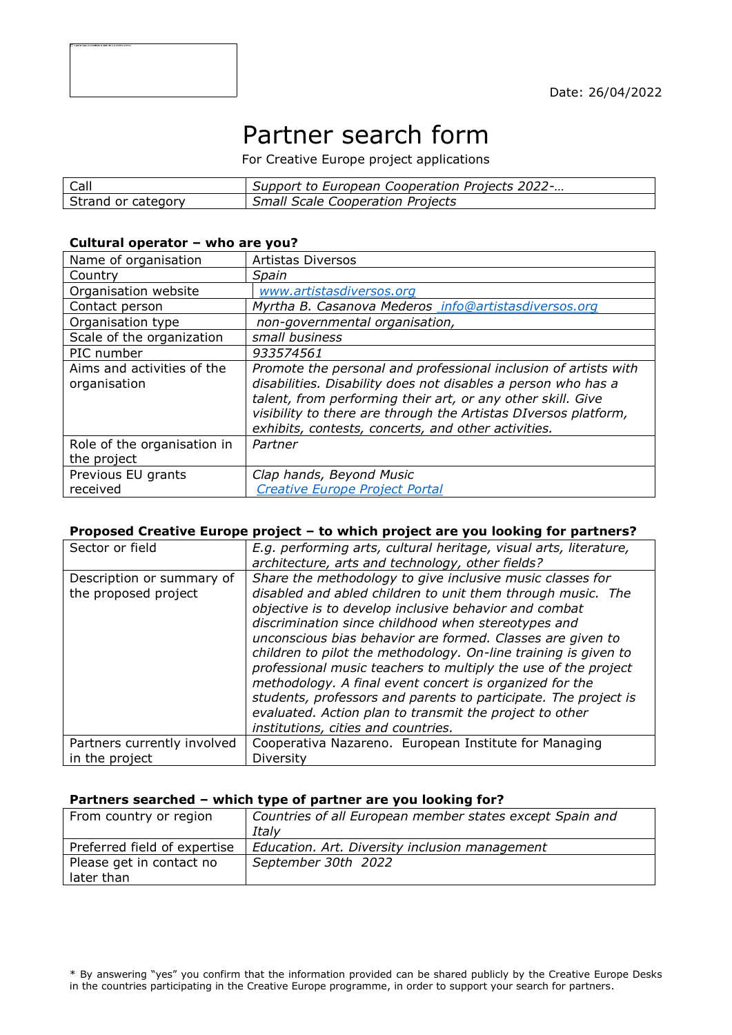Date: 26/04/2022

# Partner search form

For Creative Europe project applications

| Call | *Support to European Cooperation Projects 2022-…* |
|---|---|
| Strand or category | *Small Scale Cooperation Projects* |

### Cultural operator – who are you?

| Name of organisation | Artistas Diversos |
|---|---|
| Country | *Spain* |
| Organisation website | *www.artistasdiversos.org* |
| Contact person | *Myrtha B. Casanova Mederos  info@artistasdiversos.org* |
| Organisation type | *non-governmental organisation,* |
| Scale of the organization | *small business* |
| PIC number | *933574561* |
| Aims and activities of the organisation | *Promote the personal and professional inclusion of artists with disabilities. Disability does not disables a person who has a talent, from performing their art, or any other skill. Give visibility to there are through the Artistas DIversos platform, exhibits, contests, concerts, and other activities.* |
| Role of the organisation in the project | *Partner* |
| Previous EU grants received | *Clap hands, Beyond Music* *Creative Europe Project Portal* |

### Proposed Creative Europe project – to which project are you looking for partners?

| Sector or field | *E.g. performing arts, cultural heritage, visual arts, literature, architecture, arts and technology, other fields?* |
|---|---|
| Description or summary of the proposed project | *Share the methodology to give inclusive music classes for disabled and abled children to unit them through music.  The objective is to develop inclusive behavior and combat discrimination since childhood when stereotypes and unconscious bias behavior are formed. Classes are given to children to pilot the methodology. On-line training is given to professional music teachers to multiply the use of the project methodology. A final event concert is organized for the students, professors and parents to participate. The project is evaluated. Action plan to transmit the project to other institutions, cities and countries.* |
| Partners currently involved in the project | Cooperativa Nazareno.  European Institute for Managing Diversity |

### Partners searched – which type of partner are you looking for?

| From country or region | *Countries of all European member states except Spain and Italy* |
|---|---|
| Preferred field of expertise | *Education. Art. Diversity inclusion management* |
| Please get in contact no later than | *September 30th  2022* |

* By answering "yes" you confirm that the information provided can be shared publicly by the Creative Europe Desks in the countries participating in the Creative Europe programme, in order to support your search for partners.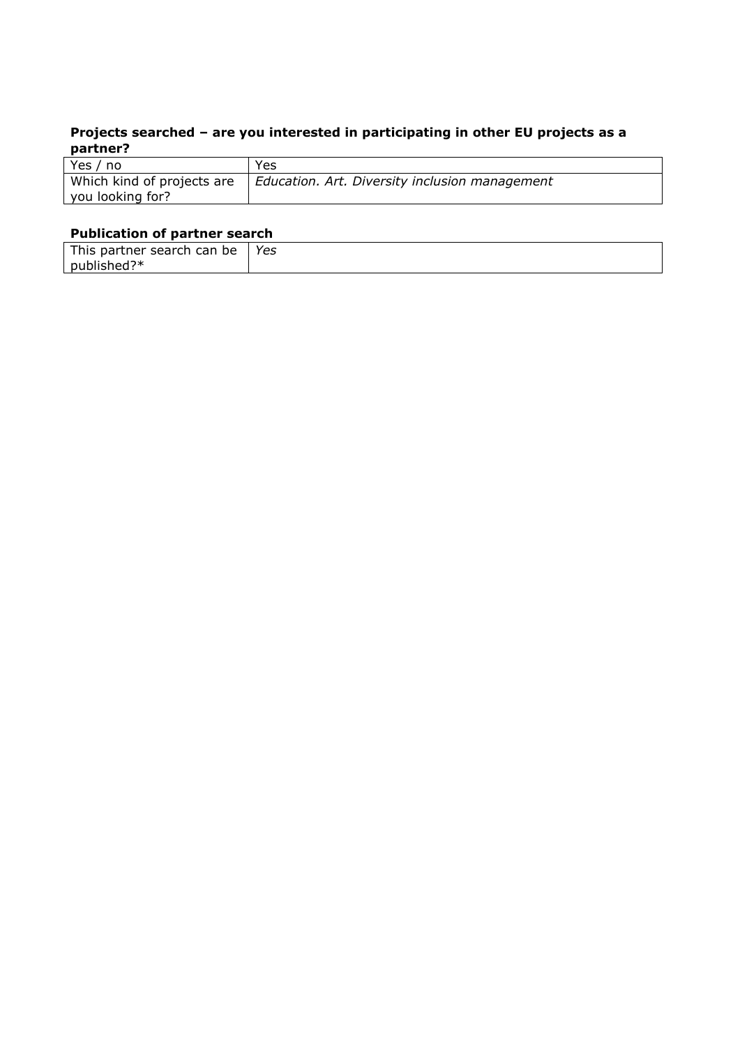**Projects searched – are you interested in participating in other EU projects as a partner?**

| | |
|---|---|
| Yes / no | Yes |
| Which kind of projects are you looking for? | *Education. Art. Diversity inclusion management* |

**Publication of partner search**

| | |
|---|---|
| This partner search can be published?* | *Yes* |